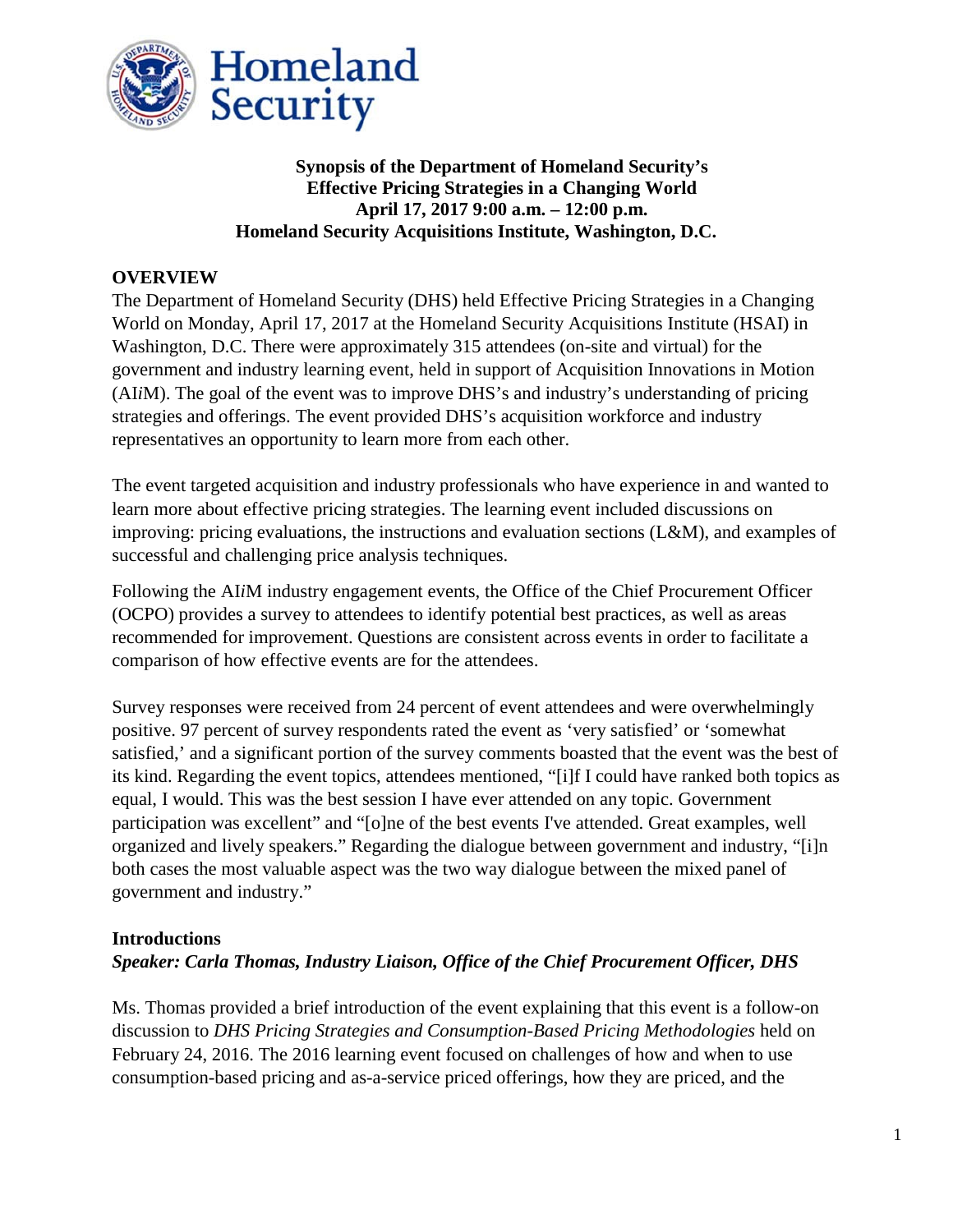**Synopsis of the Department of Homeland Security's Effective Pricing Strategies in a Changing World April 17, 2017 9:00 a.m. – 12:00 p.m. Homeland Security Acquisitions Institute, Washington, D.C.**

## OVERVIEW

The Department of Homeland Security (DHS) held Effective Pricing Strategies in a Changing World on Monday, April 17, 2017 at the Homeland Security Acquisitions Institute (HSAI) in Washington, D.C. There were approximately 315 attendees (on-site and virtual) for the government and industry learning event, held in support of Acquisition Innovations in Motion (AI*i*M). The goal of the event was to improve DHS's and industry's understanding of pricing strategies and offerings. The event provided DHS's acquisition workforce and industry representatives an opportunity to learn more from each other.

The event targeted acquisition and industry professionals who have experience in and wanted to learn more about effective pricing strategies. The learning event included discussions on improving: pricing evaluations, the instructions and evaluation sections (L&M), and examples of successful and challenging price analysis techniques.

Following the AI*i*M industry engagement events, the Office of the Chief Procurement Officer (OCPO) provides a survey to attendees to identify potential best practices, as well as areas recommended for improvement. Questions are consistent across events in order to facilitate a comparison of how effective events are for the attendees.

Survey responses were received from 24 percent of event attendees and were overwhelmingly positive. 97 percent of survey respondents rated the event as 'very satisfied' or 'somewhat satisfied,' and a significant portion of the survey comments boasted that the event was the best of its kind. Regarding the event topics, attendees mentioned, "[i]f I could have ranked both topics as equal, I would. This was the best session I have ever attended on any topic. Government participation was excellent" and "[o]ne of the best events I've attended. Great examples, well organized and lively speakers." Regarding the dialogue between government and industry, "[i]n both cases the most valuable aspect was the two way dialogue between the mixed panel of government and industry."

### Introductions

***Speaker: Carla Thomas, Industry Liaison, Office of the Chief Procurement Officer, DHS***

Ms. Thomas provided a brief introduction of the event explaining that this event is a follow-on discussion to *DHS Pricing Strategies and Consumption-Based Pricing Methodologies* held on February 24, 2016. The 2016 learning event focused on challenges of how and when to use consumption-based pricing and as-a-service priced offerings, how they are priced, and the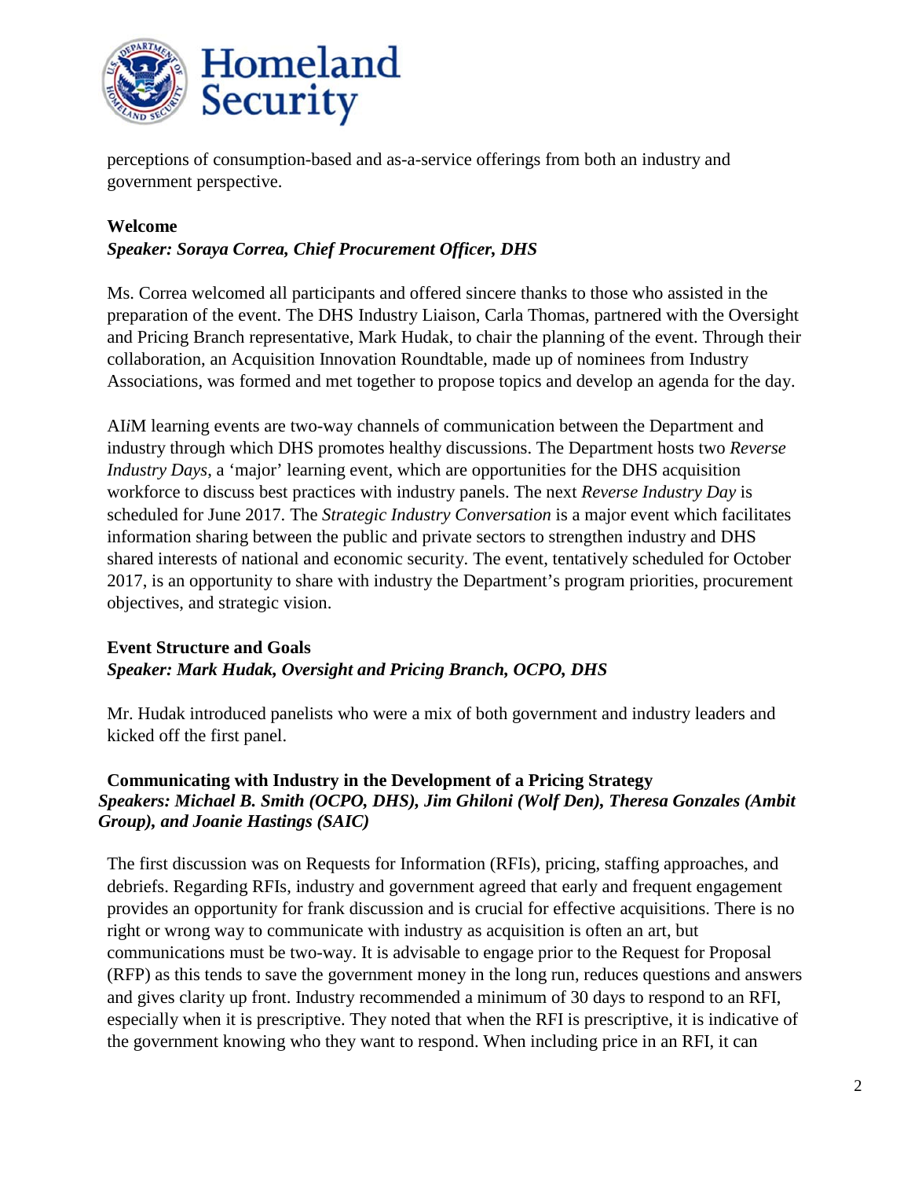perceptions of consumption-based and as-a-service offerings from both an industry and government perspective.

**Welcome**
***Speaker: Soraya Correa, Chief Procurement Officer, DHS***

Ms. Correa welcomed all participants and offered sincere thanks to those who assisted in the preparation of the event. The DHS Industry Liaison, Carla Thomas, partnered with the Oversight and Pricing Branch representative, Mark Hudak, to chair the planning of the event. Through their collaboration, an Acquisition Innovation Roundtable, made up of nominees from Industry Associations, was formed and met together to propose topics and develop an agenda for the day.

AI*i*M learning events are two-way channels of communication between the Department and industry through which DHS promotes healthy discussions. The Department hosts two *Reverse Industry Days*, a 'major' learning event, which are opportunities for the DHS acquisition workforce to discuss best practices with industry panels. The next *Reverse Industry Day* is scheduled for June 2017. The *Strategic Industry Conversation* is a major event which facilitates information sharing between the public and private sectors to strengthen industry and DHS shared interests of national and economic security. The event, tentatively scheduled for October 2017, is an opportunity to share with industry the Department's program priorities, procurement objectives, and strategic vision.

**Event Structure and Goals**
***Speaker: Mark Hudak, Oversight and Pricing Branch, OCPO, DHS***

Mr. Hudak introduced panelists who were a mix of both government and industry leaders and kicked off the first panel.

**Communicating with Industry in the Development of a Pricing Strategy**
***Speakers: Michael B. Smith (OCPO, DHS), Jim Ghiloni (Wolf Den), Theresa Gonzales (Ambit Group), and Joanie Hastings (SAIC)***

The first discussion was on Requests for Information (RFIs), pricing, staffing approaches, and debriefs. Regarding RFIs, industry and government agreed that early and frequent engagement provides an opportunity for frank discussion and is crucial for effective acquisitions. There is no right or wrong way to communicate with industry as acquisition is often an art, but communications must be two-way. It is advisable to engage prior to the Request for Proposal (RFP) as this tends to save the government money in the long run, reduces questions and answers and gives clarity up front. Industry recommended a minimum of 30 days to respond to an RFI, especially when it is prescriptive. They noted that when the RFI is prescriptive, it is indicative of the government knowing who they want to respond. When including price in an RFI, it can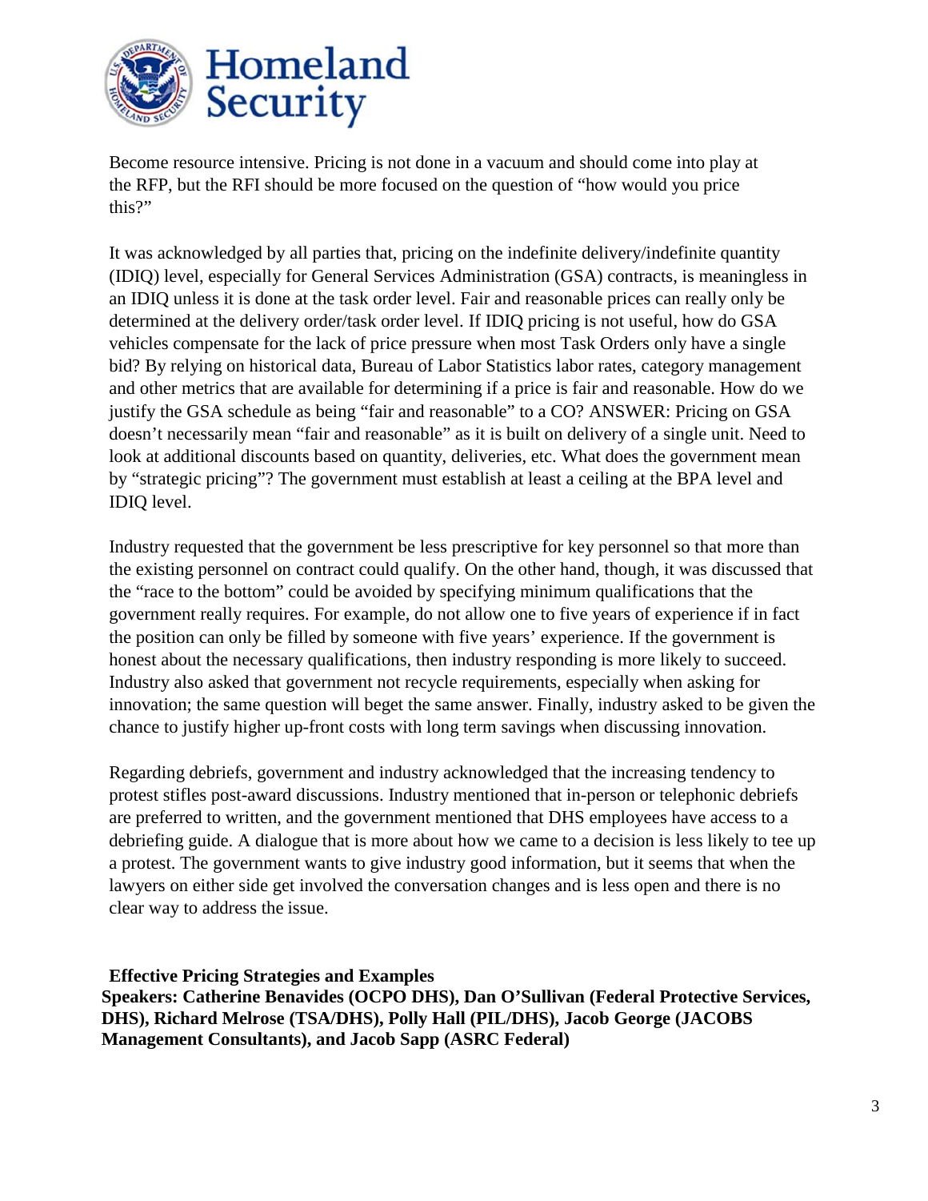Become resource intensive. Pricing is not done in a vacuum and should come into play at the RFP, but the RFI should be more focused on the question of "how would you price this?"

It was acknowledged by all parties that, pricing on the indefinite delivery/indefinite quantity (IDIQ) level, especially for General Services Administration (GSA) contracts, is meaningless in an IDIQ unless it is done at the task order level. Fair and reasonable prices can really only be determined at the delivery order/task order level. If IDIQ pricing is not useful, how do GSA vehicles compensate for the lack of price pressure when most Task Orders only have a single bid? By relying on historical data, Bureau of Labor Statistics labor rates, category management and other metrics that are available for determining if a price is fair and reasonable. How do we justify the GSA schedule as being "fair and reasonable" to a CO? ANSWER: Pricing on GSA doesn't necessarily mean "fair and reasonable" as it is built on delivery of a single unit. Need to look at additional discounts based on quantity, deliveries, etc. What does the government mean by "strategic pricing"? The government must establish at least a ceiling at the BPA level and IDIQ level.

Industry requested that the government be less prescriptive for key personnel so that more than the existing personnel on contract could qualify. On the other hand, though, it was discussed that the "race to the bottom" could be avoided by specifying minimum qualifications that the government really requires. For example, do not allow one to five years of experience if in fact the position can only be filled by someone with five years' experience. If the government is honest about the necessary qualifications, then industry responding is more likely to succeed. Industry also asked that government not recycle requirements, especially when asking for innovation; the same question will beget the same answer. Finally, industry asked to be given the chance to justify higher up-front costs with long term savings when discussing innovation.

Regarding debriefs, government and industry acknowledged that the increasing tendency to protest stifles post-award discussions. Industry mentioned that in-person or telephonic debriefs are preferred to written, and the government mentioned that DHS employees have access to a debriefing guide. A dialogue that is more about how we came to a decision is less likely to tee up a protest. The government wants to give industry good information, but it seems that when the lawyers on either side get involved the conversation changes and is less open and there is no clear way to address the issue.

## Effective Pricing Strategies and Examples

**Speakers: Catherine Benavides (OCPO DHS), Dan O'Sullivan (Federal Protective Services, DHS), Richard Melrose (TSA/DHS), Polly Hall (PIL/DHS), Jacob George (JACOBS Management Consultants), and Jacob Sapp (ASRC Federal)**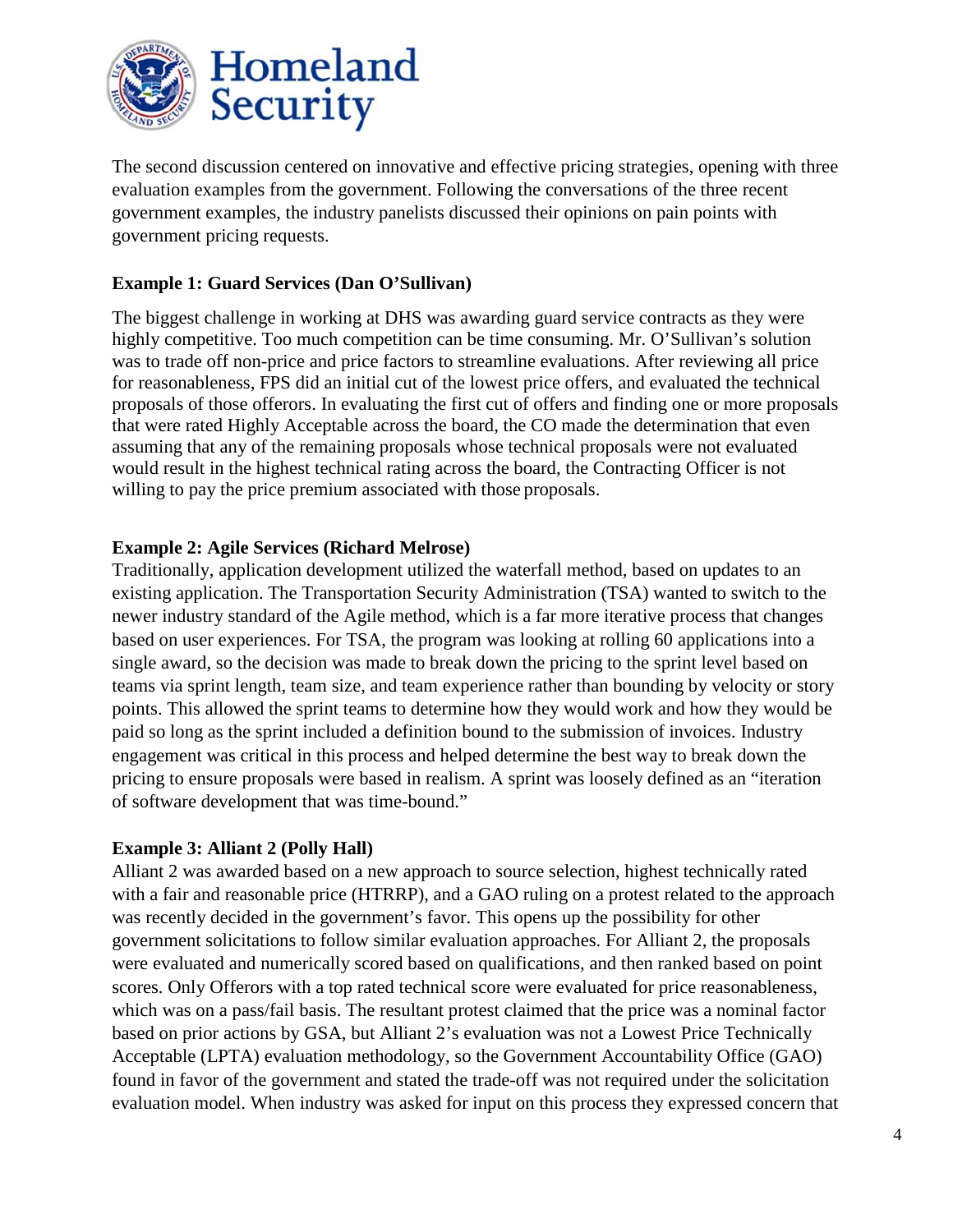The second discussion centered on innovative and effective pricing strategies, opening with three evaluation examples from the government. Following the conversations of the three recent government examples, the industry panelists discussed their opinions on pain points with government pricing requests.

**Example 1: Guard Services (Dan O'Sullivan)**

The biggest challenge in working at DHS was awarding guard service contracts as they were highly competitive. Too much competition can be time consuming. Mr. O'Sullivan's solution was to trade off non-price and price factors to streamline evaluations. After reviewing all price for reasonableness, FPS did an initial cut of the lowest price offers, and evaluated the technical proposals of those offerors. In evaluating the first cut of offers and finding one or more proposals that were rated Highly Acceptable across the board, the CO made the determination that even assuming that any of the remaining proposals whose technical proposals were not evaluated would result in the highest technical rating across the board, the Contracting Officer is not willing to pay the price premium associated with those proposals.

**Example 2: Agile Services (Richard Melrose)**

Traditionally, application development utilized the waterfall method, based on updates to an existing application. The Transportation Security Administration (TSA) wanted to switch to the newer industry standard of the Agile method, which is a far more iterative process that changes based on user experiences. For TSA, the program was looking at rolling 60 applications into a single award, so the decision was made to break down the pricing to the sprint level based on teams via sprint length, team size, and team experience rather than bounding by velocity or story points. This allowed the sprint teams to determine how they would work and how they would be paid so long as the sprint included a definition bound to the submission of invoices. Industry engagement was critical in this process and helped determine the best way to break down the pricing to ensure proposals were based in realism. A sprint was loosely defined as an "iteration of software development that was time-bound."

**Example 3: Alliant 2 (Polly Hall)**

Alliant 2 was awarded based on a new approach to source selection, highest technically rated with a fair and reasonable price (HTRRP), and a GAO ruling on a protest related to the approach was recently decided in the government's favor. This opens up the possibility for other government solicitations to follow similar evaluation approaches. For Alliant 2, the proposals were evaluated and numerically scored based on qualifications, and then ranked based on point scores. Only Offerors with a top rated technical score were evaluated for price reasonableness, which was on a pass/fail basis. The resultant protest claimed that the price was a nominal factor based on prior actions by GSA, but Alliant 2's evaluation was not a Lowest Price Technically Acceptable (LPTA) evaluation methodology, so the Government Accountability Office (GAO) found in favor of the government and stated the trade-off was not required under the solicitation evaluation model. When industry was asked for input on this process they expressed concern that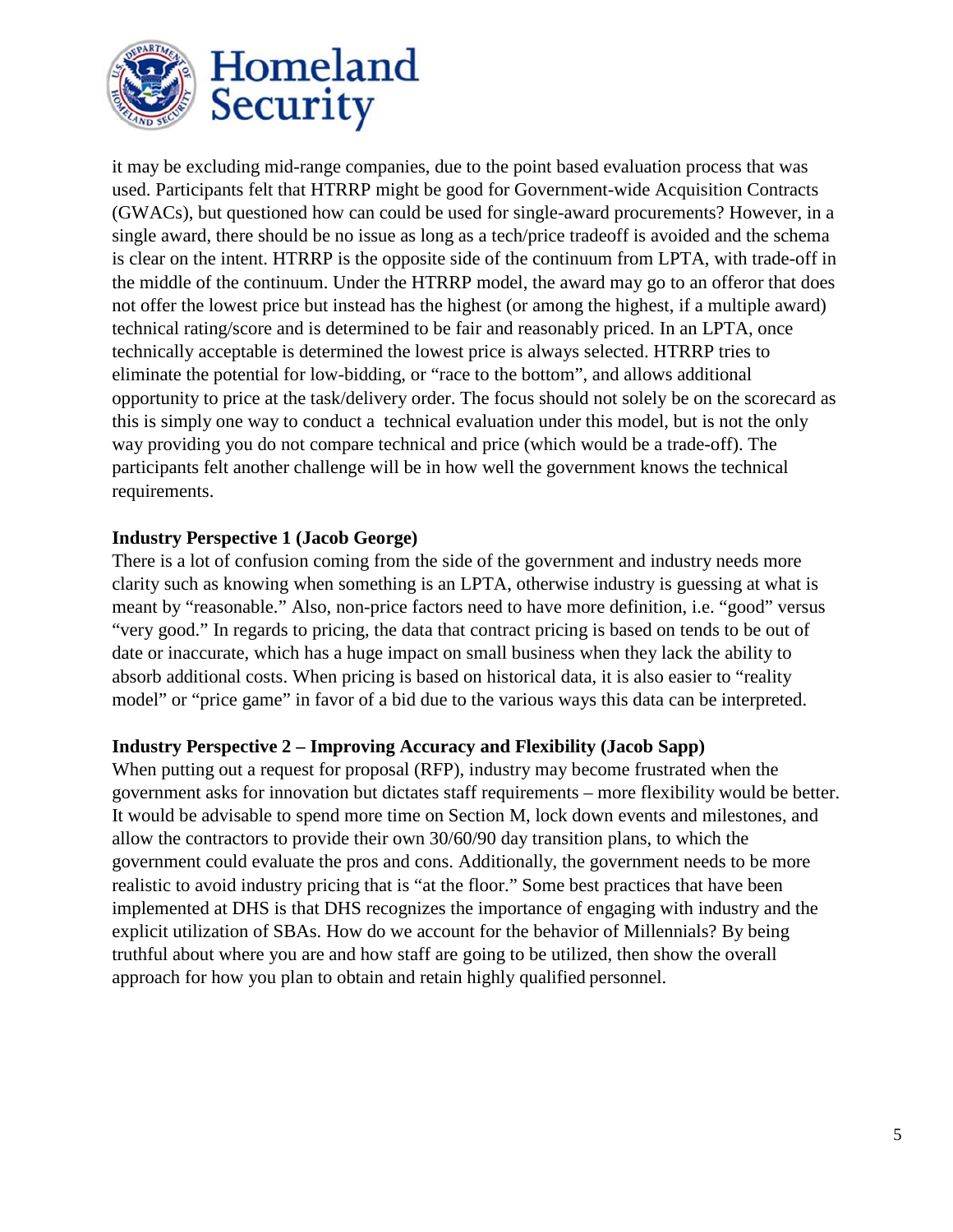it may be excluding mid-range companies, due to the point based evaluation process that was used. Participants felt that HTRRP might be good for Government-wide Acquisition Contracts (GWACs), but questioned how can could be used for single-award procurements? However, in a single award, there should be no issue as long as a tech/price tradeoff is avoided and the schema is clear on the intent. HTRRP is the opposite side of the continuum from LPTA, with trade-off in the middle of the continuum. Under the HTRRP model, the award may go to an offeror that does not offer the lowest price but instead has the highest (or among the highest, if a multiple award) technical rating/score and is determined to be fair and reasonably priced. In an LPTA, once technically acceptable is determined the lowest price is always selected. HTRRP tries to eliminate the potential for low-bidding, or "race to the bottom", and allows additional opportunity to price at the task/delivery order. The focus should not solely be on the scorecard as this is simply one way to conduct a technical evaluation under this model, but is not the only way providing you do not compare technical and price (which would be a trade-off). The participants felt another challenge will be in how well the government knows the technical requirements.

**Industry Perspective 1 (Jacob George)**

There is a lot of confusion coming from the side of the government and industry needs more clarity such as knowing when something is an LPTA, otherwise industry is guessing at what is meant by "reasonable." Also, non-price factors need to have more definition, i.e. "good" versus "very good." In regards to pricing, the data that contract pricing is based on tends to be out of date or inaccurate, which has a huge impact on small business when they lack the ability to absorb additional costs. When pricing is based on historical data, it is also easier to "reality model" or "price game" in favor of a bid due to the various ways this data can be interpreted.

**Industry Perspective 2 – Improving Accuracy and Flexibility (Jacob Sapp)**

When putting out a request for proposal (RFP), industry may become frustrated when the government asks for innovation but dictates staff requirements – more flexibility would be better. It would be advisable to spend more time on Section M, lock down events and milestones, and allow the contractors to provide their own 30/60/90 day transition plans, to which the government could evaluate the pros and cons. Additionally, the government needs to be more realistic to avoid industry pricing that is "at the floor." Some best practices that have been implemented at DHS is that DHS recognizes the importance of engaging with industry and the explicit utilization of SBAs. How do we account for the behavior of Millennials? By being truthful about where you are and how staff are going to be utilized, then show the overall approach for how you plan to obtain and retain highly qualified personnel.